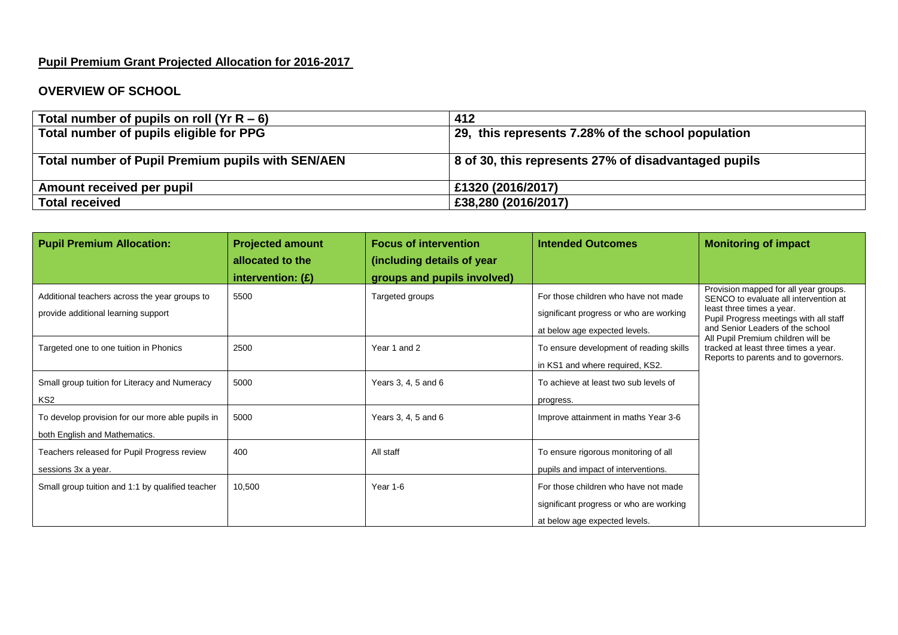## Pupil Premium Grant Projected Allocation for 2016-2017

### OVERVIEW OF SCHOOL

| Total number of pupils on roll (Yr R – 6) | 412 |
|---|---|
| Total number of pupils eligible for PPG | 29, this represents 7.28% of the school population |
| Total number of Pupil Premium pupils with SEN/AEN | 8 of 30, this represents 27% of disadvantaged pupils |
| Amount received per pupil | £1320 (2016/2017) |
| Total received | £38,280 (2016/2017) |

| Pupil Premium Allocation: | Projected amount allocated to the intervention: (£) | Focus of intervention (including details of year groups and pupils involved) | Intended Outcomes | Monitoring of impact |
|---|---|---|---|---|
| Additional teachers across the year groups to provide additional learning support | 5500 | Targeted groups | For those children who have not made significant progress or who are working at below age expected levels. | Provision mapped for all year groups. SENCO to evaluate all intervention at least three times a year. Pupil Progress meetings with all staff and Senior Leaders of the school All Pupil Premium children will be tracked at least three times a year. Reports to parents and to governors. |
| Targeted one to one tuition in Phonics | 2500 | Year 1 and 2 | To ensure development of reading skills in KS1 and where required, KS2. | |
| Small group tuition for Literacy and Numeracy KS2 | 5000 | Years 3, 4, 5 and 6 | To achieve at least two sub levels of progress. | |
| To develop provision for our more able pupils in both English and Mathematics. | 5000 | Years 3, 4, 5 and 6 | Improve attainment in maths Year 3-6 | |
| Teachers released for Pupil Progress review sessions 3x a year. | 400 | All staff | To ensure rigorous monitoring of all pupils and impact of interventions. | |
| Small group tuition and 1:1 by qualified teacher | 10,500 | Year 1-6 | For those children who have not made significant progress or who are working at below age expected levels. | |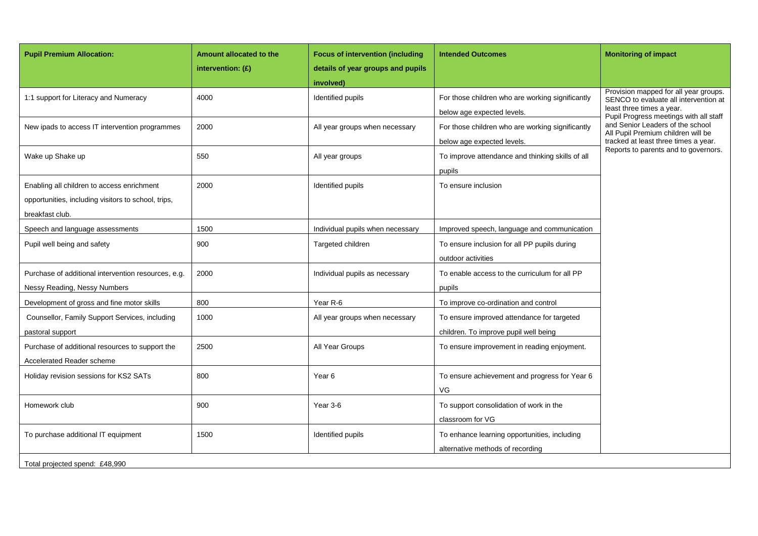| Pupil Premium Allocation: | Amount allocated to the intervention: (£) | Focus of intervention (including details of year groups and pupils involved) | Intended Outcomes | Monitoring of impact |
|---|---|---|---|---|
| 1:1 support for Literacy and Numeracy | 4000 | Identified pupils | For those children who are working significantly below age expected levels. | Provision mapped for all year groups. SENCO to evaluate all intervention at least three times a year. Pupil Progress meetings with all staff and Senior Leaders of the school All Pupil Premium children will be tracked at least three times a year. Reports to parents and to governors. |
| New ipads to access IT intervention programmes | 2000 | All year groups when necessary | For those children who are working significantly below age expected levels. | |
| Wake up Shake up | 550 | All year groups | To improve attendance and thinking skills of all pupils | |
| Enabling all children to access enrichment opportunities, including visitors to school, trips, breakfast club. | 2000 | Identified pupils | To ensure inclusion | |
| Speech and language assessments | 1500 | Individual pupils when necessary | Improved speech, language and communication | |
| Pupil well being and safety | 900 | Targeted children | To ensure inclusion for all PP pupils during outdoor activities | |
| Purchase of additional intervention resources, e.g. Nessy Reading, Nessy Numbers | 2000 | Individual pupils as necessary | To enable access to the curriculum for all PP pupils | |
| Development of gross and fine motor skills | 800 | Year R-6 | To improve co-ordination and control | |
| Counsellor, Family Support Services, including pastoral support | 1000 | All year groups when necessary | To ensure improved attendance for targeted children. To improve pupil well being | |
| Purchase of additional resources to support the Accelerated Reader scheme | 2500 | All Year Groups | To ensure improvement in reading enjoyment. | |
| Holiday revision sessions for KS2 SATs | 800 | Year 6 | To ensure achievement and progress for Year 6 VG | |
| Homework club | 900 | Year 3-6 | To support consolidation of work in the classroom for VG | |
| To purchase additional IT equipment | 1500 | Identified pupils | To enhance learning opportunities, including alternative methods of recording | |
| Total projected spend: £48,990 | | | | |